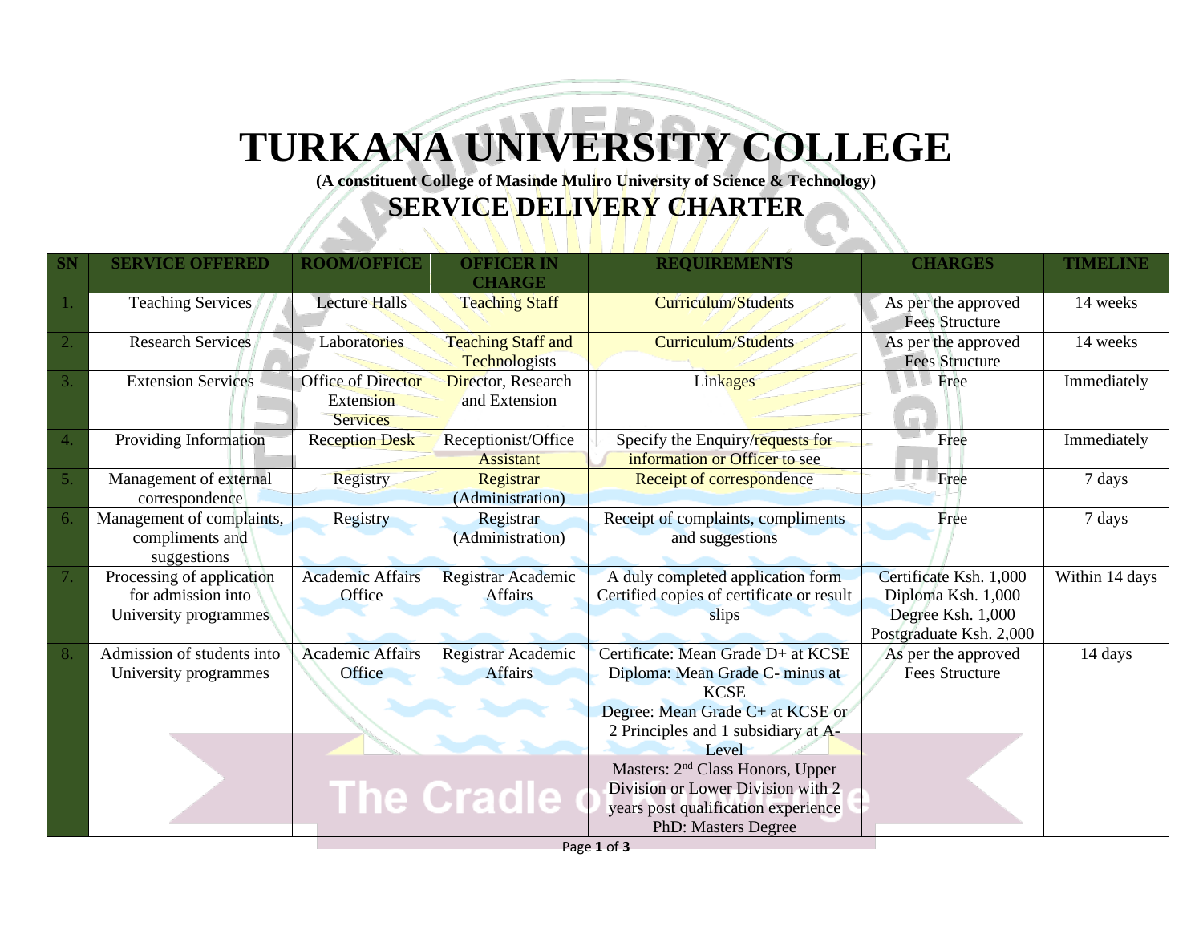# TURKANA UNIVERSITY COLLEGE

**(A constituent College of Masinde Muliro University of Science & Technology)**

## SERVICE DELIVERY CHARTER

| SN | SERVICE OFFERED | ROOM/OFFICE | OFFICER IN CHARGE | REQUIREMENTS | CHARGES | TIMELINE |
|---|---|---|---|---|---|---|
| 1. | Teaching Services | Lecture Halls | Teaching Staff | Curriculum/Students | As per the approved Fees Structure | 14 weeks |
| 2. | Research Services | Laboratories | Teaching Staff and Technologists | Curriculum/Students | As per the approved Fees Structure | 14 weeks |
| 3. | Extension Services | Office of Director Extension Services | Director, Research and Extension | Linkages | Free | Immediately |
| 4. | Providing Information | Reception Desk | Receptionist/Office Assistant | Specify the Enquiry/requests for information or Officer to see | Free | Immediately |
| 5. | Management of external correspondence | Registry | Registrar (Administration) | Receipt of correspondence | Free | 7 days |
| 6. | Management of complaints, compliments and suggestions | Registry | Registrar (Administration) | Receipt of complaints, compliments and suggestions | Free | 7 days |
| 7. | Processing of application for admission into University programmes | Academic Affairs Office | Registrar Academic Affairs | A duly completed application form Certified copies of certificate or result slips | Certificate Ksh. 1,000<br>Diploma Ksh. 1,000<br>Degree Ksh. 1,000<br>Postgraduate Ksh. 2,000 | Within 14 days |
| 8. | Admission of students into University programmes | Academic Affairs Office | Registrar Academic Affairs | Certificate: Mean Grade D+ at KCSE<br>Diploma: Mean Grade C- minus at KCSE<br>Degree: Mean Grade C+ at KCSE or 2 Principles and 1 subsidiary at A-Level<br>Masters: 2nd Class Honors, Upper Division or Lower Division with 2 years post qualification experience<br>PhD: Masters Degree | As per the approved Fees Structure | 14 days |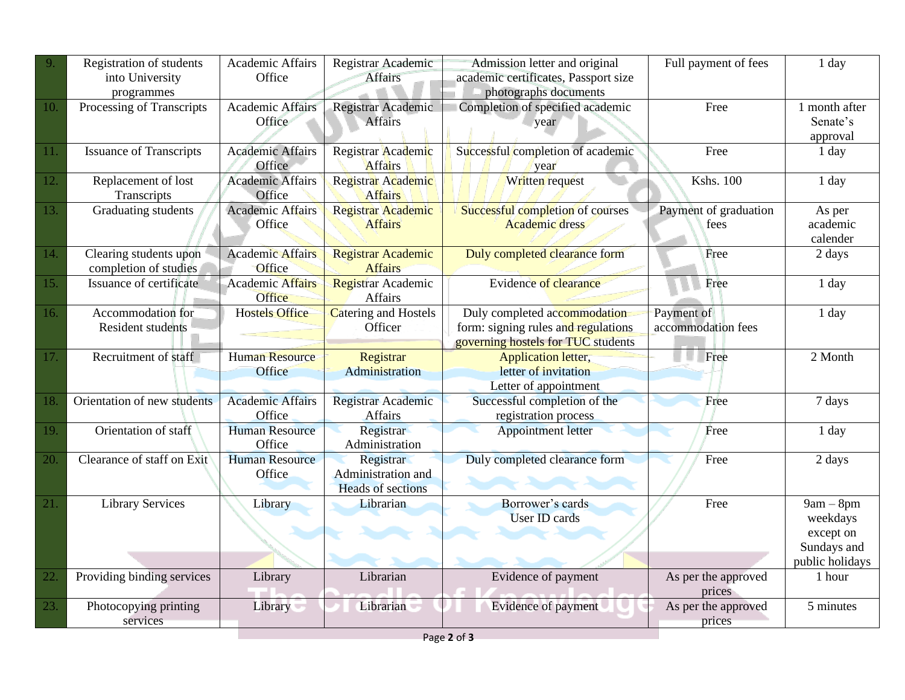| 9. | Registration of students into University programmes | Academic Affairs Office | Registrar Academic Affairs | Admission letter and original academic certificates, Passport size photographs documents | Full payment of fees | 1 day |
|---|---|---|---|---|---|---|
| 10. | Processing of Transcripts | Academic Affairs Office | Registrar Academic Affairs | Completion of specified academic year | Free | 1 month after Senate's approval |
| 11. | Issuance of Transcripts | Academic Affairs Office | Registrar Academic Affairs | Successful completion of academic year | Free | 1 day |
| 12. | Replacement of lost Transcripts | Academic Affairs Office | Registrar Academic Affairs | Written request | Kshs. 100 | 1 day |
| 13. | Graduating students | Academic Affairs Office | Registrar Academic Affairs | Successful completion of courses Academic dress | Payment of graduation fees | As per academic calender |
| 14. | Clearing students upon completion of studies | Academic Affairs Office | Registrar Academic Affairs | Duly completed clearance form | Free | 2 days |
| 15. | Issuance of certificate | Academic Affairs Office | Registrar Academic Affairs | Evidence of clearance | Free | 1 day |
| 16. | Accommodation for Resident students | Hostels Office | Catering and Hostels Officer | Duly completed accommodation form: signing rules and regulations governing hostels for TUC students | Payment of accommodation fees | 1 day |
| 17. | Recruitment of staff | Human Resource Office | Registrar Administration | Application letter, letter of invitation Letter of appointment | Free | 2 Month |
| 18. | Orientation of new students | Academic Affairs Office | Registrar Academic Affairs | Successful completion of the registration process | Free | 7 days |
| 19. | Orientation of staff | Human Resource Office | Registrar Administration | Appointment letter | Free | 1 day |
| 20. | Clearance of staff on Exit | Human Resource Office | Registrar Administration and Heads of sections | Duly completed clearance form | Free | 2 days |
| 21. | Library Services | Library | Librarian | Borrower's cards User ID cards | Free | 9am – 8pm weekdays except on Sundays and public holidays |
| 22. | Providing binding services | Library | Librarian | Evidence of payment | As per the approved prices | 1 hour |
| 23. | Photocopying printing services | Library | Librarian | Evidence of payment | As per the approved prices | 5 minutes |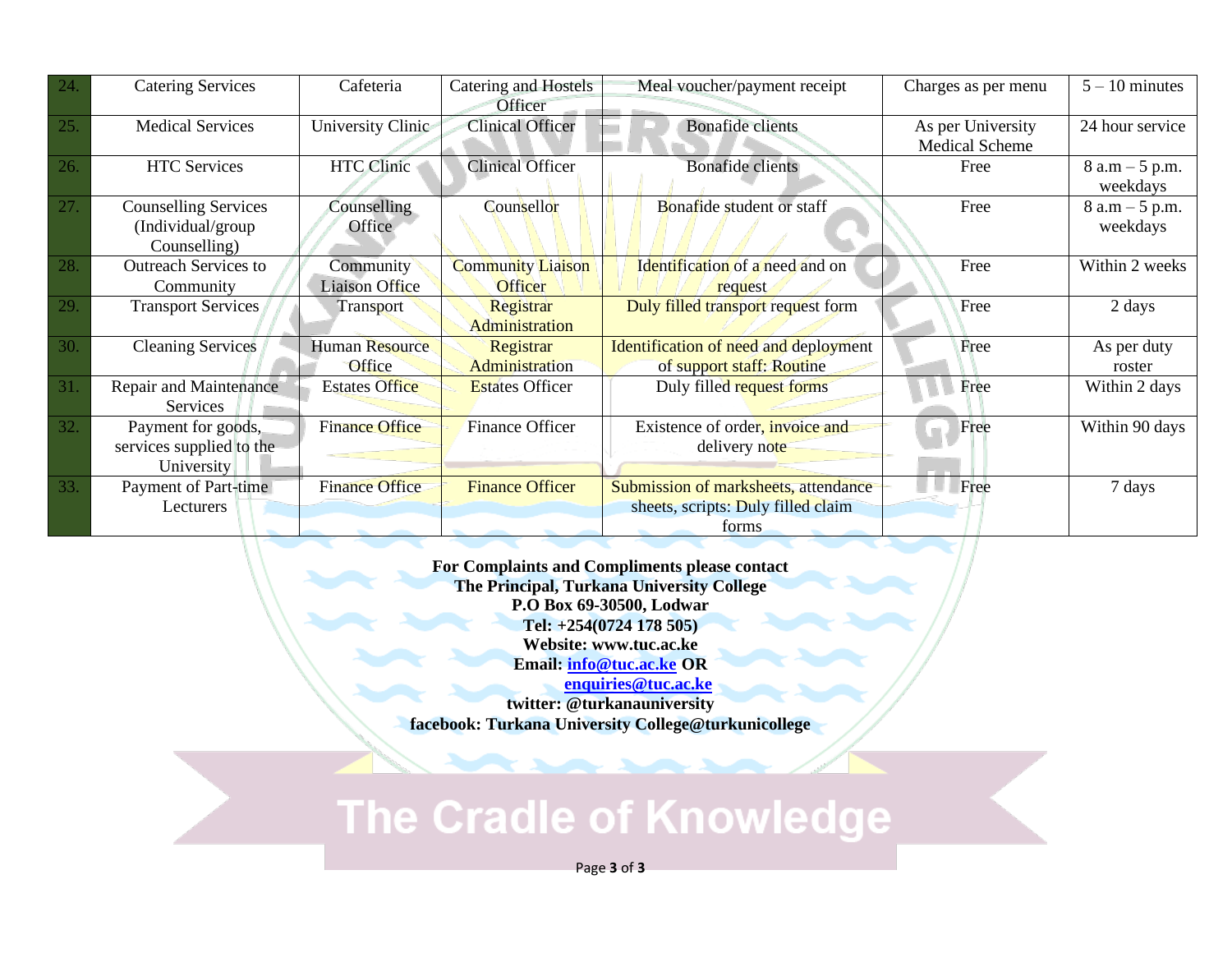| | | | | | | |
|---|---|---|---|---|---|---|
| 24. | Catering Services | Cafeteria | Catering and Hostels Officer | Meal voucher/payment receipt | Charges as per menu | 5 – 10 minutes |
| 25. | Medical Services | University Clinic | Clinical Officer | Bonafide clients | As per University Medical Scheme | 24 hour service |
| 26. | HTC Services | HTC Clinic | Clinical Officer | Bonafide clients | Free | 8 a.m – 5 p.m. weekdays |
| 27. | Counselling Services (Individual/group Counselling) | Counselling Office | Counsellor | Bonafide student or staff | Free | 8 a.m – 5 p.m. weekdays |
| 28. | Outreach Services to Community | Community Liaison Office | Community Liaison Officer | Identification of a need and on request | Free | Within 2 weeks |
| 29. | Transport Services | Transport | Registrar Administration | Duly filled transport request form | Free | 2 days |
| 30. | Cleaning Services | Human Resource Office | Registrar Administration | Identification of need and deployment of support staff: Routine | Free | As per duty roster |
| 31. | Repair and Maintenance Services | Estates Office | Estates Officer | Duly filled request forms | Free | Within 2 days |
| 32. | Payment for goods, services supplied to the University | Finance Office | Finance Officer | Existence of order, invoice and delivery note | Free | Within 90 days |
| 33. | Payment of Part-time Lecturers | Finance Office | Finance Officer | Submission of marksheets, attendance sheets, scripts: Duly filled claim forms | Free | 7 days |

**For Complaints and Compliments please contact**
**The Principal, Turkana University College**
**P.O Box 69-30500, Lodwar**
**Tel: +254(0724 178 505)**
**Website: www.tuc.ac.ke**
**Email: info@tuc.ac.ke OR**
**enquiries@tuc.ac.ke**
**twitter: @turkanauniversity**
**facebook: Turkana University College@turkunicollege**

The Cradle of Knowledge